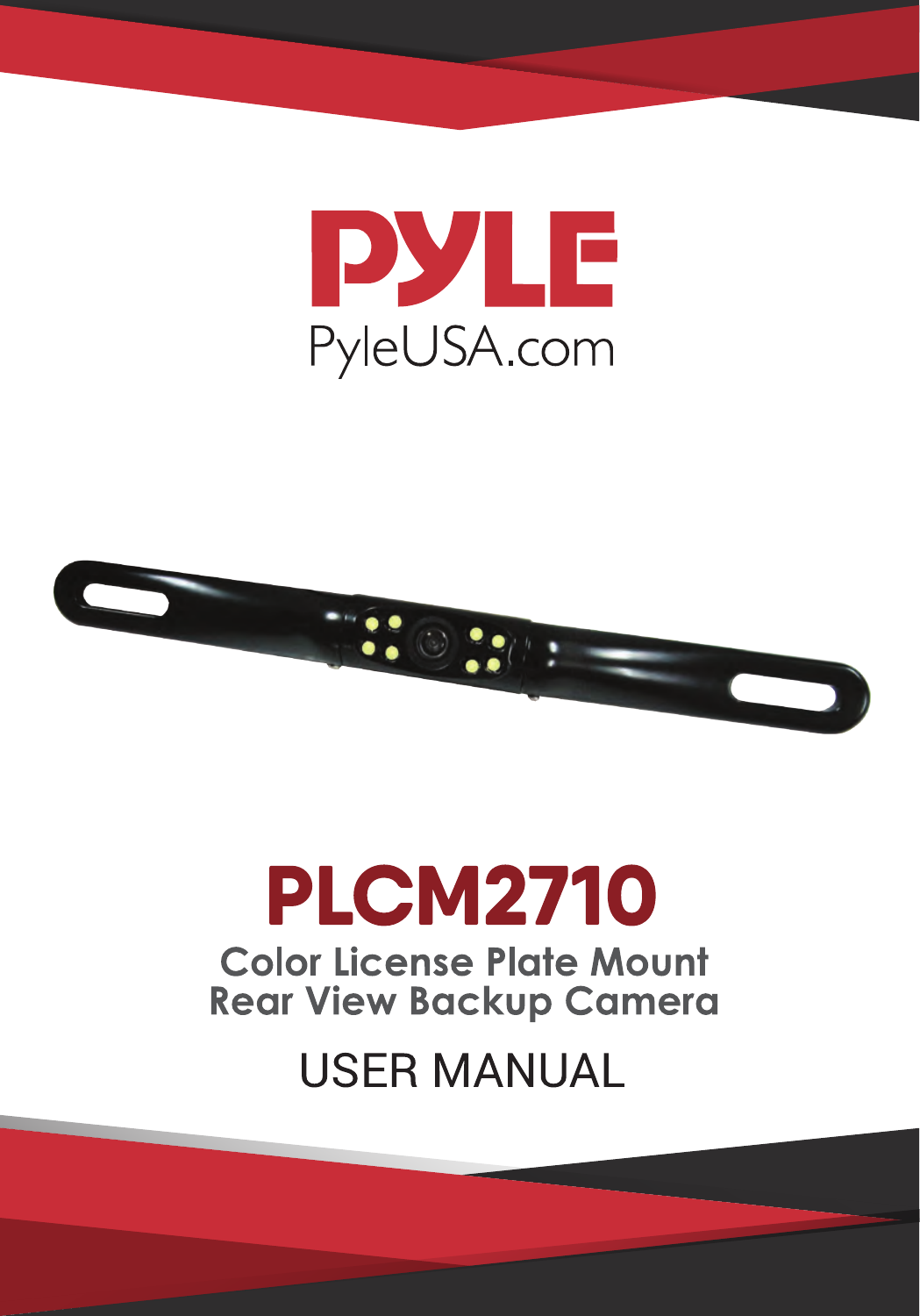PYLE

PyleUSA.com

# PLCM2710

## Color License Plate Mount Rear View Backup Camera

USER MANUAL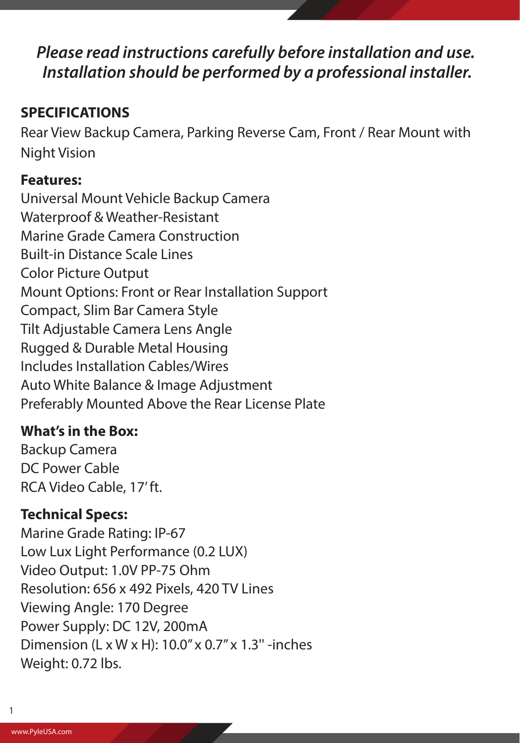*Please read instructions carefully before installation and use.*
*Installation should be performed by a professional installer.*

## SPECIFICATIONS

Rear View Backup Camera, Parking Reverse Cam, Front / Rear Mount with Night Vision

**Features:**

Universal Mount Vehicle Backup Camera
Waterproof & Weather-Resistant
Marine Grade Camera Construction
Built-in Distance Scale Lines
Color Picture Output
Mount Options: Front or Rear Installation Support
Compact, Slim Bar Camera Style
Tilt Adjustable Camera Lens Angle
Rugged & Durable Metal Housing
Includes Installation Cables/Wires
Auto White Balance & Image Adjustment
Preferably Mounted Above the Rear License Plate

**What's in the Box:**

Backup Camera
DC Power Cable
RCA Video Cable, 17' ft.

**Technical Specs:**

Marine Grade Rating: IP-67
Low Lux Light Performance (0.2 LUX)
Video Output: 1.0V PP-75 Ohm
Resolution: 656 x 492 Pixels, 420 TV Lines
Viewing Angle: 170 Degree
Power Supply: DC 12V, 200mA
Dimension (L x W x H): 10.0" x 0.7" x 1.3'' -inches
Weight: 0.72 lbs.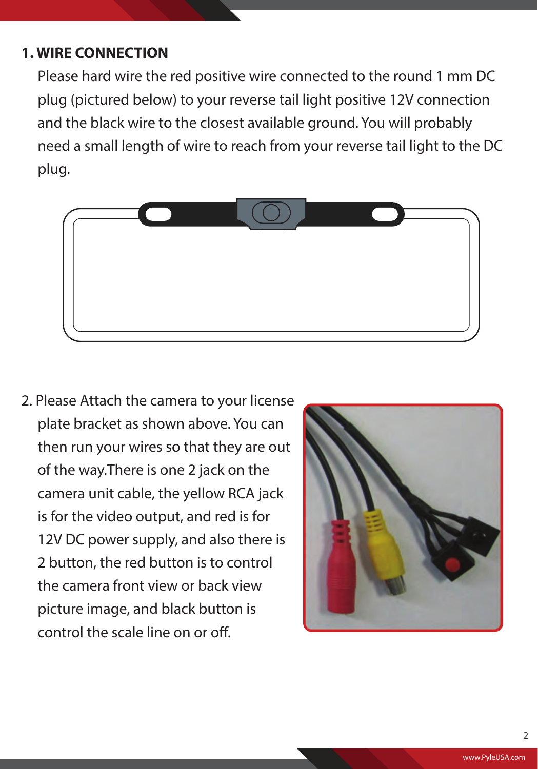## 1. WIRE CONNECTION

Please hard wire the red positive wire connected to the round 1 mm DC plug (pictured below) to your reverse tail light positive 12V connection and the black wire to the closest available ground. You will probably need a small length of wire to reach from your reverse tail light to the DC plug.

2. Please Attach the camera to your license plate bracket as shown above. You can then run your wires so that they are out of the way.There is one 2 jack on the camera unit cable, the yellow RCA jack is for the video output, and red is for 12V DC power supply, and also there is 2 button, the red button is to control the camera front view or back view picture image, and black button is control the scale line on or off.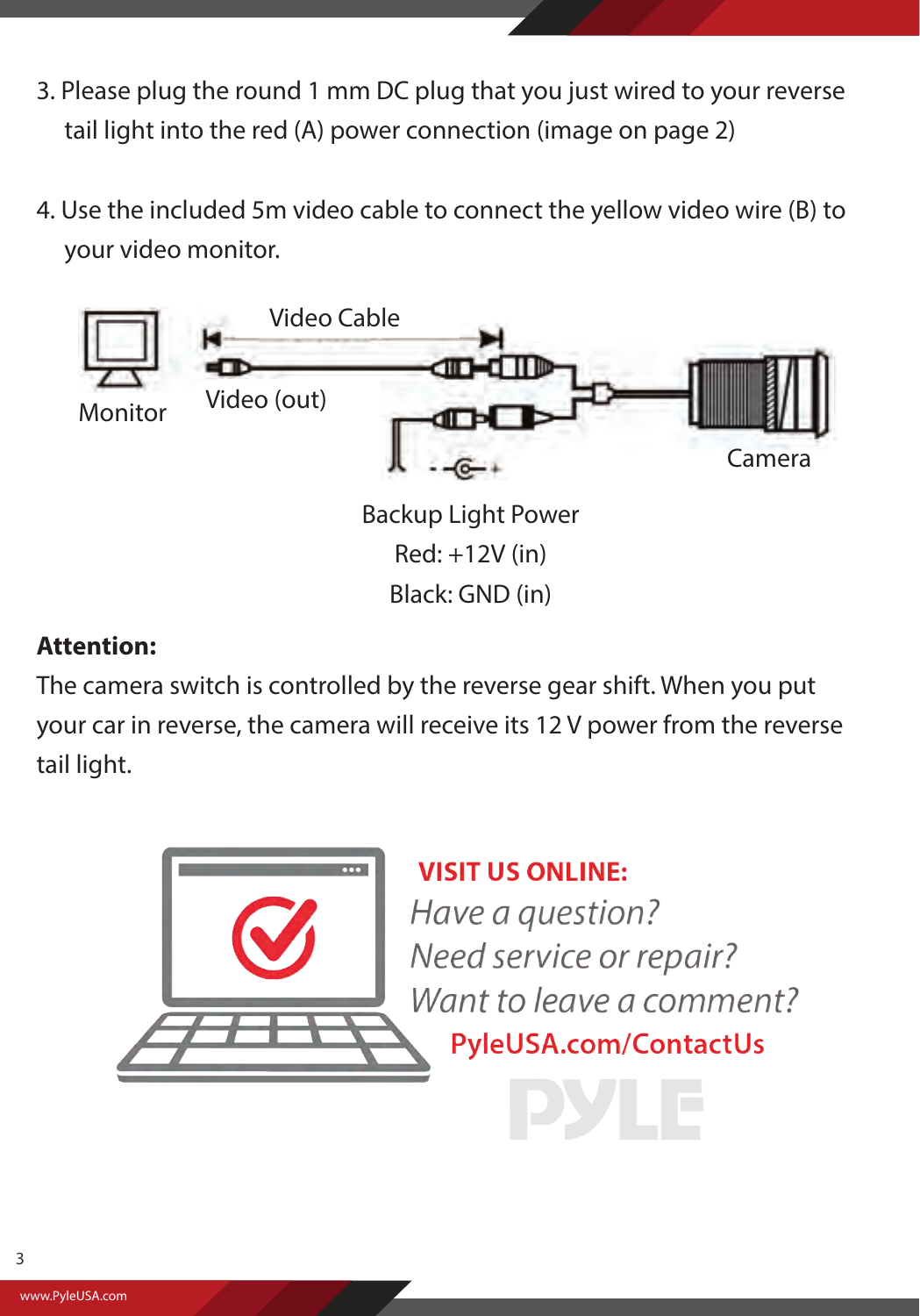3. Please plug the round 1 mm DC plug that you just wired to your reverse tail light into the red (A) power connection (image on page 2)

4. Use the included 5m video cable to connect the yellow video wire (B) to your video monitor.

Video Cable

Monitor

Video (out)

Camera

Backup Light Power

Red: +12V (in)

Black: GND (in)

**Attention:**

The camera switch is controlled by the reverse gear shift. When you put your car in reverse, the camera will receive its 12 V power from the reverse tail light.

**VISIT US ONLINE:**

*Have a question?*

*Need service or repair?*

*Want to leave a comment?*

**PyleUSA.com/ContactUs**

PYLE